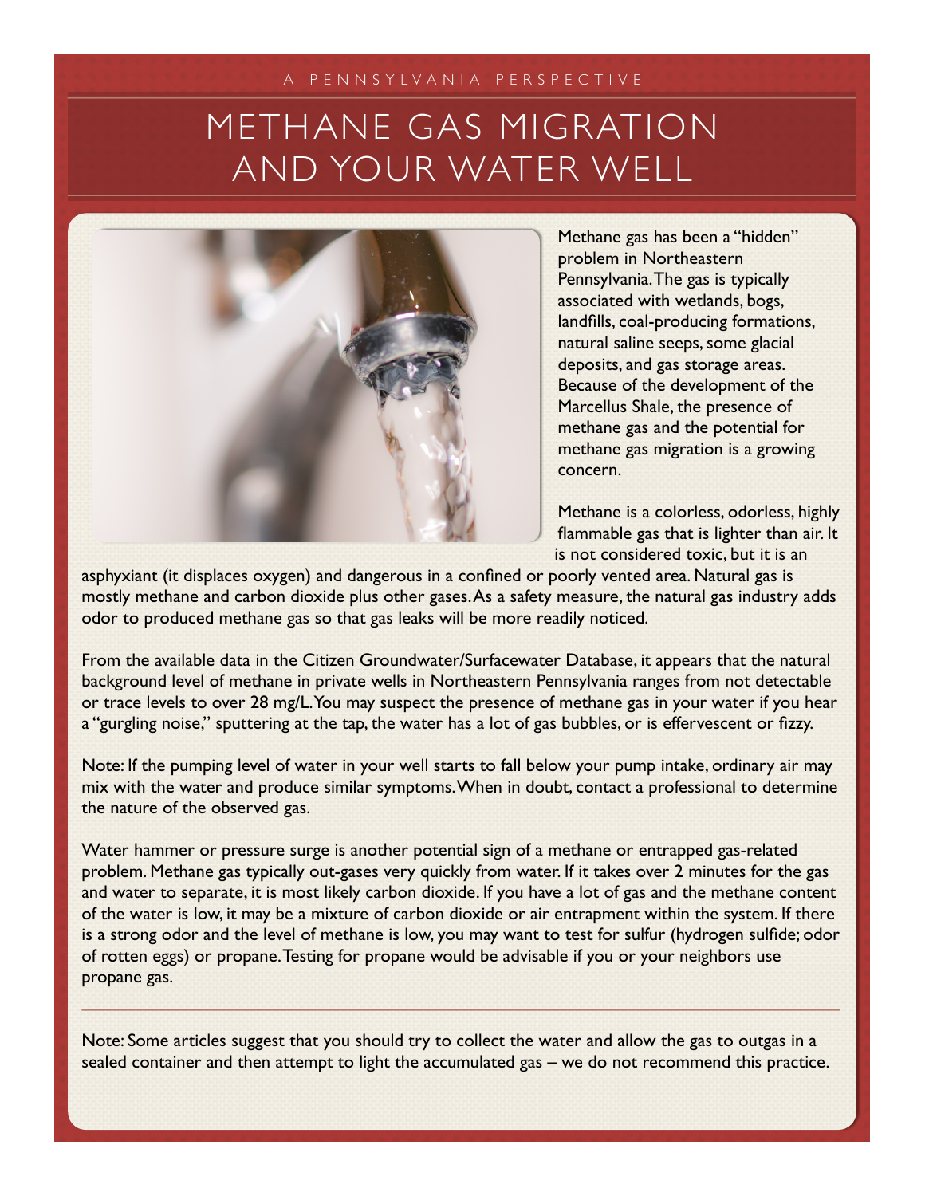A PENNSYLVANIA PERSPECTIVE

# METHANE GAS MIGRATION AND YOUR WATER WELL

Methane gas has been a "hidden" problem in Northeastern Pennsylvania. The gas is typically associated with wetlands, bogs, landfills, coal-producing formations, natural saline seeps, some glacial deposits, and gas storage areas. Because of the development of the Marcellus Shale, the presence of methane gas and the potential for methane gas migration is a growing concern.

Methane is a colorless, odorless, highly flammable gas that is lighter than air. It is not considered toxic, but it is an asphyxiant (it displaces oxygen) and dangerous in a confined or poorly vented area. Natural gas is mostly methane and carbon dioxide plus other gases. As a safety measure, the natural gas industry adds odor to produced methane gas so that gas leaks will be more readily noticed.

From the available data in the Citizen Groundwater/Surfacewater Database, it appears that the natural background level of methane in private wells in Northeastern Pennsylvania ranges from not detectable or trace levels to over 28 mg/L. You may suspect the presence of methane gas in your water if you hear a "gurgling noise," sputtering at the tap, the water has a lot of gas bubbles, or is effervescent or fizzy.

Note: If the pumping level of water in your well starts to fall below your pump intake, ordinary air may mix with the water and produce similar symptoms. When in doubt, contact a professional to determine the nature of the observed gas.

Water hammer or pressure surge is another potential sign of a methane or entrapped gas-related problem. Methane gas typically out-gases very quickly from water. If it takes over 2 minutes for the gas and water to separate, it is most likely carbon dioxide. If you have a lot of gas and the methane content of the water is low, it may be a mixture of carbon dioxide or air entrapment within the system. If there is a strong odor and the level of methane is low, you may want to test for sulfur (hydrogen sulfide; odor of rotten eggs) or propane. Testing for propane would be advisable if you or your neighbors use propane gas.

---

Note: Some articles suggest that you should try to collect the water and allow the gas to outgas in a sealed container and then attempt to light the accumulated gas – we do not recommend this practice.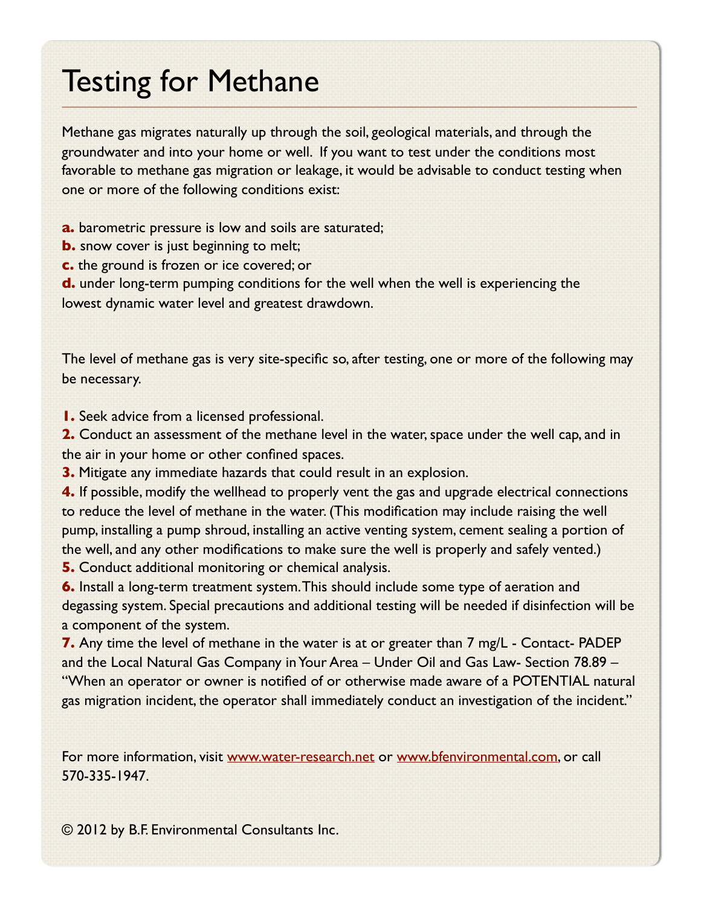# Testing for Methane

Methane gas migrates naturally up through the soil, geological materials, and through the groundwater and into your home or well. If you want to test under the conditions most favorable to methane gas migration or leakage, it would be advisable to conduct testing when one or more of the following conditions exist:

**a.** barometric pressure is low and soils are saturated;
**b.** snow cover is just beginning to melt;
**c.** the ground is frozen or ice covered; or
**d.** under long-term pumping conditions for the well when the well is experiencing the lowest dynamic water level and greatest drawdown.

The level of methane gas is very site-specific so, after testing, one or more of the following may be necessary.

**1.** Seek advice from a licensed professional.
**2.** Conduct an assessment of the methane level in the water, space under the well cap, and in the air in your home or other confined spaces.
**3.** Mitigate any immediate hazards that could result in an explosion.
**4.** If possible, modify the wellhead to properly vent the gas and upgrade electrical connections to reduce the level of methane in the water. (This modification may include raising the well pump, installing a pump shroud, installing an active venting system, cement sealing a portion of the well, and any other modifications to make sure the well is properly and safely vented.)
**5.** Conduct additional monitoring or chemical analysis.
**6.** Install a long-term treatment system. This should include some type of aeration and degassing system. Special precautions and additional testing will be needed if disinfection will be a component of the system.
**7.** Any time the level of methane in the water is at or greater than 7 mg/L - Contact- PADEP and the Local Natural Gas Company in Your Area – Under Oil and Gas Law- Section 78.89 – "When an operator or owner is notified of or otherwise made aware of a POTENTIAL natural gas migration incident, the operator shall immediately conduct an investigation of the incident."

For more information, visit [www.water-research.net](http://www.water-research.net) or [www.bfenvironmental.com](http://www.bfenvironmental.com), or call 570-335-1947.

© 2012 by B.F. Environmental Consultants Inc.